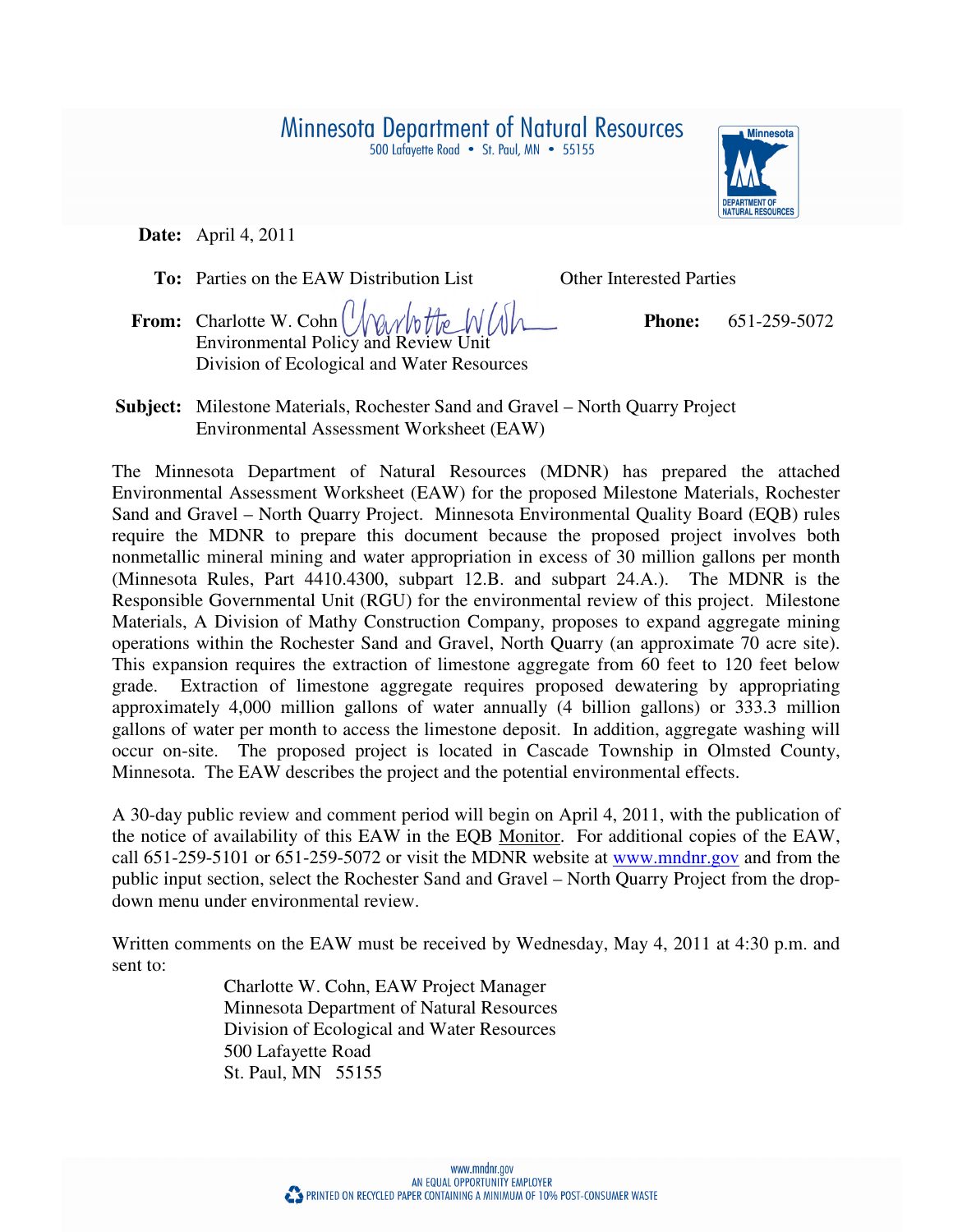# Minnesota Department of Natural Resources

500 Lafayette Road • St. Paul, MN • 55155

**Date:** April 4, 2011

**To:** Parties on the EAW Distribution List    Other Interested Parties

**From:** Charlotte W. Cohn  
Environmental Policy and Review Unit  
Division of Ecological and Water Resources

**Phone:** 651-259-5072

**Subject:** Milestone Materials, Rochester Sand and Gravel – North Quarry Project  
Environmental Assessment Worksheet (EAW)

The Minnesota Department of Natural Resources (MDNR) has prepared the attached Environmental Assessment Worksheet (EAW) for the proposed Milestone Materials, Rochester Sand and Gravel – North Quarry Project. Minnesota Environmental Quality Board (EQB) rules require the MDNR to prepare this document because the proposed project involves both nonmetallic mineral mining and water appropriation in excess of 30 million gallons per month (Minnesota Rules, Part 4410.4300, subpart 12.B. and subpart 24.A.). The MDNR is the Responsible Governmental Unit (RGU) for the environmental review of this project. Milestone Materials, A Division of Mathy Construction Company, proposes to expand aggregate mining operations within the Rochester Sand and Gravel, North Quarry (an approximate 70 acre site). This expansion requires the extraction of limestone aggregate from 60 feet to 120 feet below grade. Extraction of limestone aggregate requires proposed dewatering by appropriating approximately 4,000 million gallons of water annually (4 billion gallons) or 333.3 million gallons of water per month to access the limestone deposit. In addition, aggregate washing will occur on-site. The proposed project is located in Cascade Township in Olmsted County, Minnesota. The EAW describes the project and the potential environmental effects.

A 30-day public review and comment period will begin on April 4, 2011, with the publication of the notice of availability of this EAW in the EQB Monitor. For additional copies of the EAW, call 651-259-5101 or 651-259-5072 or visit the MDNR website at www.mndnr.gov and from the public input section, select the Rochester Sand and Gravel – North Quarry Project from the drop-down menu under environmental review.

Written comments on the EAW must be received by Wednesday, May 4, 2011 at 4:30 p.m. and sent to:

Charlotte W. Cohn, EAW Project Manager  
Minnesota Department of Natural Resources  
Division of Ecological and Water Resources  
500 Lafayette Road  
St. Paul, MN 55155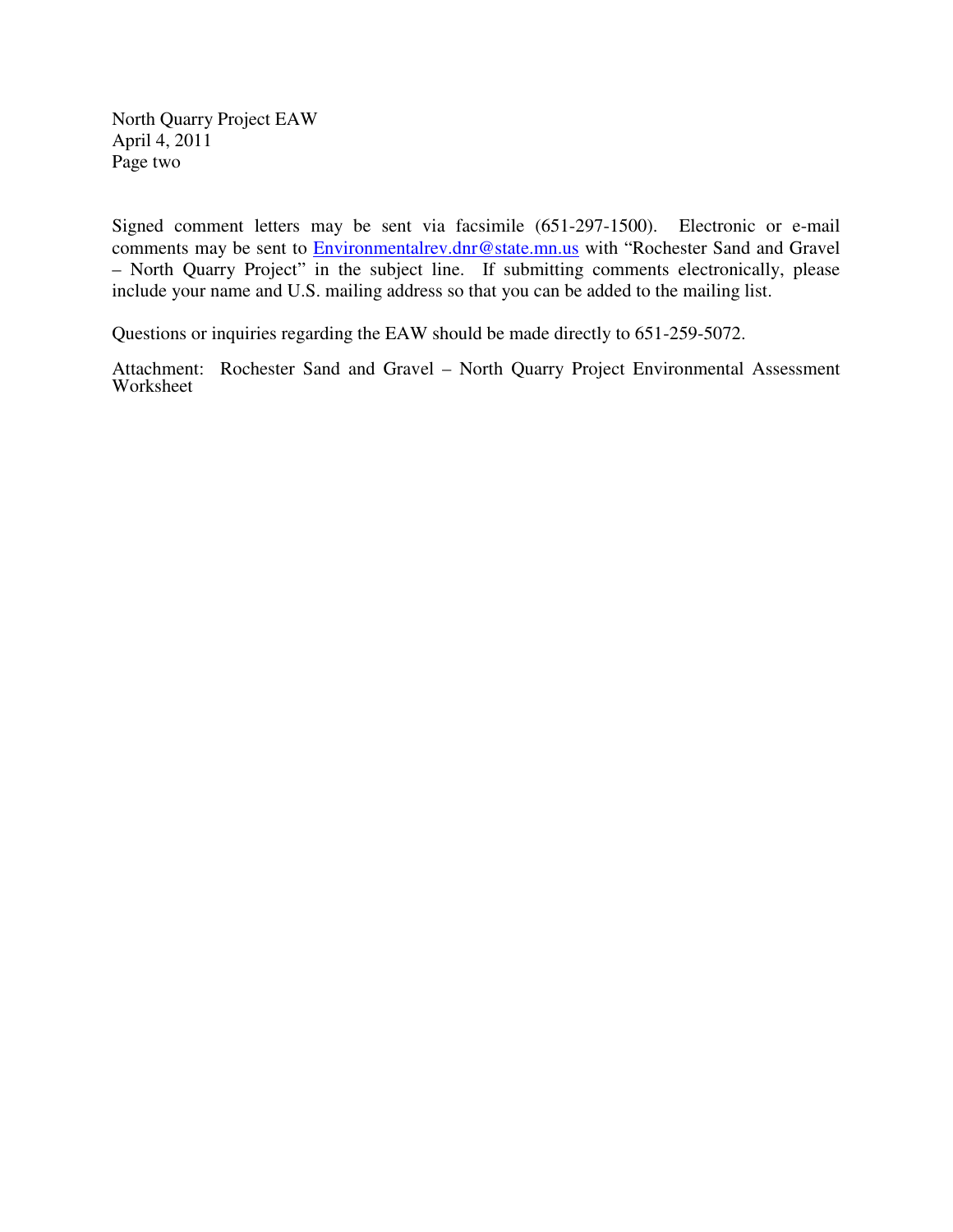Signed comment letters may be sent via facsimile (651-297-1500). Electronic or e-mail comments may be sent to [Environmentalrev.dnr@state.mn.us](mailto:Environmentalrev.dnr@state.mn.us) with "Rochester Sand and Gravel – North Quarry Project" in the subject line. If submitting comments electronically, please include your name and U.S. mailing address so that you can be added to the mailing list.

Questions or inquiries regarding the EAW should be made directly to 651-259-5072.

Attachment: Rochester Sand and Gravel – North Quarry Project Environmental Assessment Worksheet